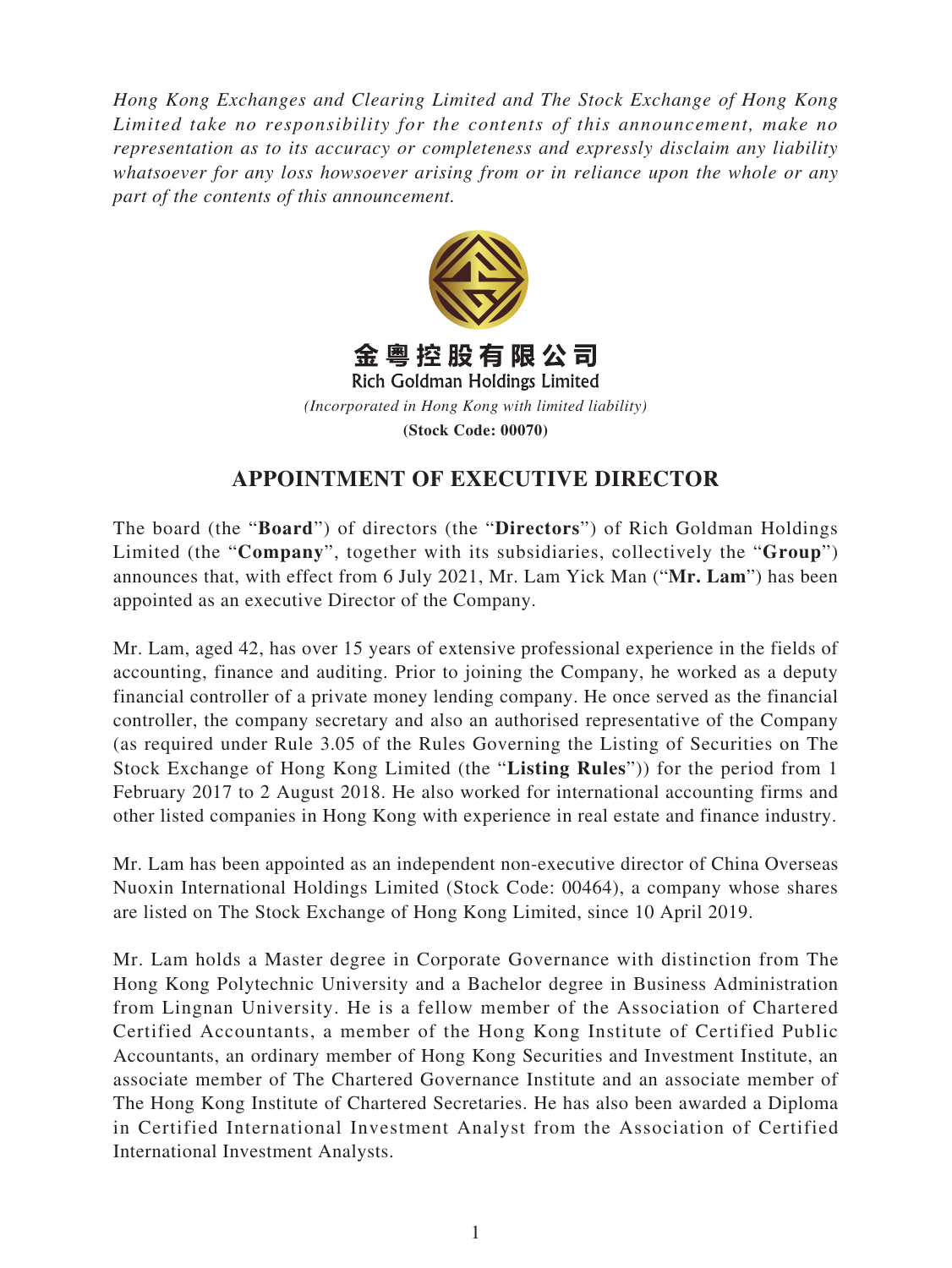*Hong Kong Exchanges and Clearing Limited and The Stock Exchange of Hong Kong Limited take no responsibility for the contents of this announcement, make no representation as to its accuracy or completeness and expressly disclaim any liability whatsoever for any loss howsoever arising from or in reliance upon the whole or any part of the contents of this announcement.*

**金粵控股有限公司**
**Rich Goldman Holdings Limited**
*(Incorporated in Hong Kong with limited liability)*
**(Stock Code: 00070)**

# APPOINTMENT OF EXECUTIVE DIRECTOR

The board (the "**Board**") of directors (the "**Directors**") of Rich Goldman Holdings Limited (the "**Company**", together with its subsidiaries, collectively the "**Group**") announces that, with effect from 6 July 2021, Mr. Lam Yick Man ("**Mr. Lam**") has been appointed as an executive Director of the Company.

Mr. Lam, aged 42, has over 15 years of extensive professional experience in the fields of accounting, finance and auditing. Prior to joining the Company, he worked as a deputy financial controller of a private money lending company. He once served as the financial controller, the company secretary and also an authorised representative of the Company (as required under Rule 3.05 of the Rules Governing the Listing of Securities on The Stock Exchange of Hong Kong Limited (the "**Listing Rules**")) for the period from 1 February 2017 to 2 August 2018. He also worked for international accounting firms and other listed companies in Hong Kong with experience in real estate and finance industry.

Mr. Lam has been appointed as an independent non-executive director of China Overseas Nuoxin International Holdings Limited (Stock Code: 00464), a company whose shares are listed on The Stock Exchange of Hong Kong Limited, since 10 April 2019.

Mr. Lam holds a Master degree in Corporate Governance with distinction from The Hong Kong Polytechnic University and a Bachelor degree in Business Administration from Lingnan University. He is a fellow member of the Association of Chartered Certified Accountants, a member of the Hong Kong Institute of Certified Public Accountants, an ordinary member of Hong Kong Securities and Investment Institute, an associate member of The Chartered Governance Institute and an associate member of The Hong Kong Institute of Chartered Secretaries. He has also been awarded a Diploma in Certified International Investment Analyst from the Association of Certified International Investment Analysts.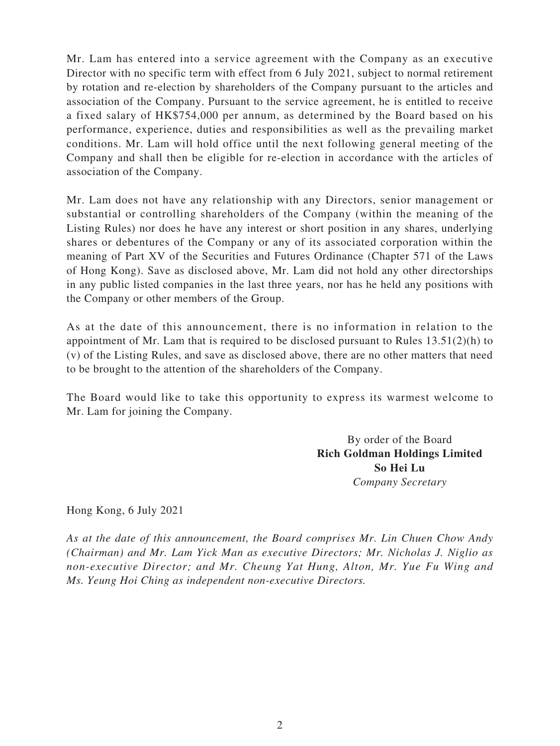Mr. Lam has entered into a service agreement with the Company as an executive Director with no specific term with effect from 6 July 2021, subject to normal retirement by rotation and re-election by shareholders of the Company pursuant to the articles and association of the Company. Pursuant to the service agreement, he is entitled to receive a fixed salary of HK$754,000 per annum, as determined by the Board based on his performance, experience, duties and responsibilities as well as the prevailing market conditions. Mr. Lam will hold office until the next following general meeting of the Company and shall then be eligible for re-election in accordance with the articles of association of the Company.

Mr. Lam does not have any relationship with any Directors, senior management or substantial or controlling shareholders of the Company (within the meaning of the Listing Rules) nor does he have any interest or short position in any shares, underlying shares or debentures of the Company or any of its associated corporation within the meaning of Part XV of the Securities and Futures Ordinance (Chapter 571 of the Laws of Hong Kong). Save as disclosed above, Mr. Lam did not hold any other directorships in any public listed companies in the last three years, nor has he held any positions with the Company or other members of the Group.

As at the date of this announcement, there is no information in relation to the appointment of Mr. Lam that is required to be disclosed pursuant to Rules 13.51(2)(h) to (v) of the Listing Rules, and save as disclosed above, there are no other matters that need to be brought to the attention of the shareholders of the Company.

The Board would like to take this opportunity to express its warmest welcome to Mr. Lam for joining the Company.

By order of the Board
**Rich Goldman Holdings Limited**
**So Hei Lu**
*Company Secretary*

Hong Kong, 6 July 2021

*As at the date of this announcement, the Board comprises Mr. Lin Chuen Chow Andy (Chairman) and Mr. Lam Yick Man as executive Directors; Mr. Nicholas J. Niglio as non-executive Director; and Mr. Cheung Yat Hung, Alton, Mr. Yue Fu Wing and Ms. Yeung Hoi Ching as independent non-executive Directors.*